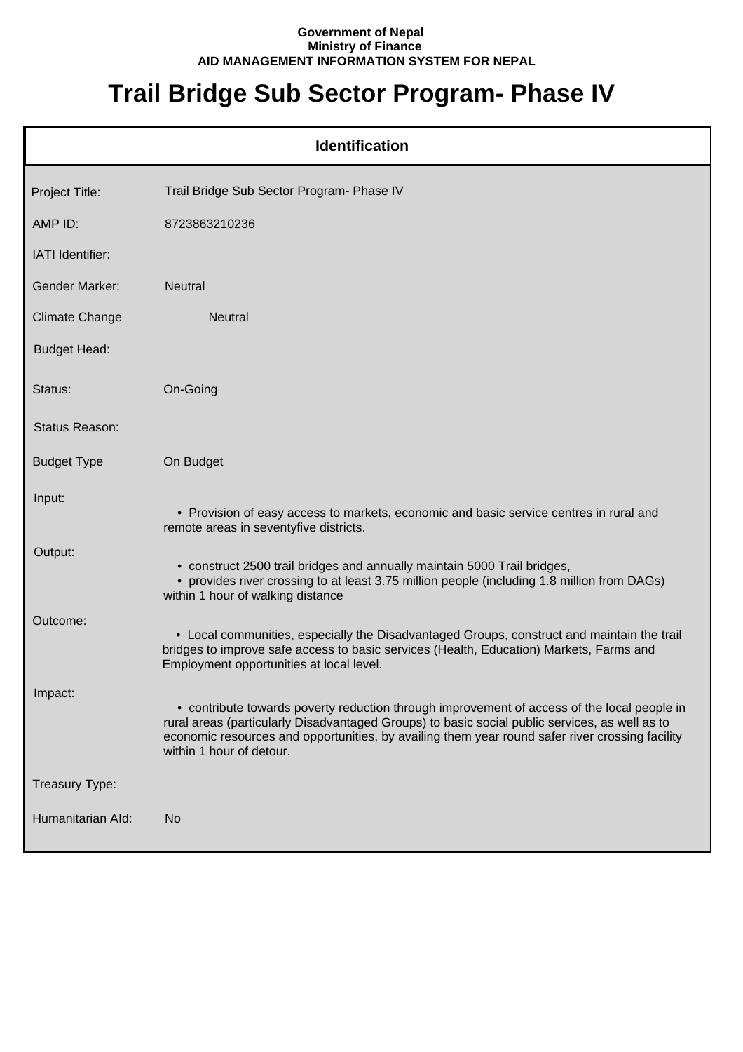**Government of Nepal**
**Ministry of Finance**
**AID MANAGEMENT INFORMATION SYSTEM FOR NEPAL**

# Trail Bridge Sub Sector Program- Phase IV

## Identification

| | |
|---|---|
| Project Title: | Trail Bridge Sub Sector Program- Phase IV |
| AMP ID: | 8723863210236 |
| IATI Identifier: | |
| Gender Marker: | Neutral |
| Climate Change | Neutral |
| Budget Head: | |
| Status: | On-Going |
| Status Reason: | |
| Budget Type | On Budget |
| Input: | • Provision of easy access to markets, economic and basic service centres in rural and remote areas in seventyfive districts. |
| Output: | • construct 2500 trail bridges and annually maintain 5000 Trail bridges,<br>• provides river crossing to at least 3.75 million people (including 1.8 million from DAGs) within 1 hour of walking distance |
| Outcome: | • Local communities, especially the Disadvantaged Groups, construct and maintain the trail bridges to improve safe access to basic services (Health, Education) Markets, Farms and Employment opportunities at local level. |
| Impact: | • contribute towards poverty reduction through improvement of access of the local people in rural areas (particularly Disadvantaged Groups) to basic social public services, as well as to economic resources and opportunities, by availing them year round safer river crossing facility within 1 hour of detour. |
| Treasury Type: | |
| Humanitarian AId: | No |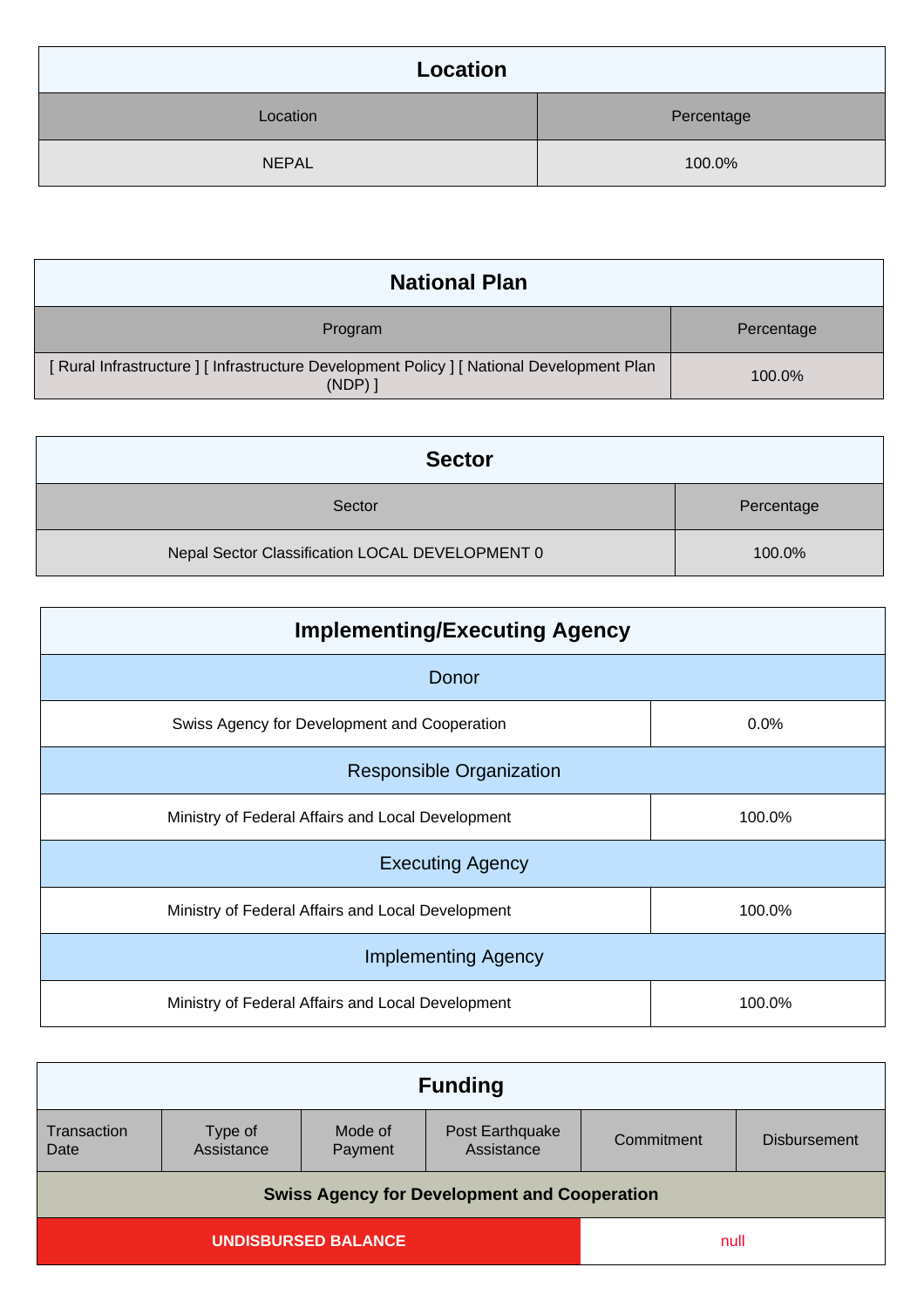## Location

| Location | Percentage |
|---|---|
| NEPAL | 100.0% |

## National Plan

| Program | Percentage |
|---|---|
| [ Rural Infrastructure ] [ Infrastructure Development Policy ] [ National Development Plan (NDP) ] | 100.0% |

## Sector

| Sector | Percentage |
|---|---|
| Nepal Sector Classification LOCAL DEVELOPMENT 0 | 100.0% |

## Implementing/Executing Agency

| Donor | |
|---|---|
| Swiss Agency for Development and Cooperation | 0.0% |
| **Responsible Organization** | |
| Ministry of Federal Affairs and Local Development | 100.0% |
| **Executing Agency** | |
| Ministry of Federal Affairs and Local Development | 100.0% |
| **Implementing Agency** | |
| Ministry of Federal Affairs and Local Development | 100.0% |

## Funding

| Transaction Date | Type of Assistance | Mode of Payment | Post Earthquake Assistance | Commitment | Disbursement |
|---|---|---|---|---|---|
| **Swiss Agency for Development and Cooperation** | | | | | |
| **UNDISBURSED BALANCE** | | | | null | |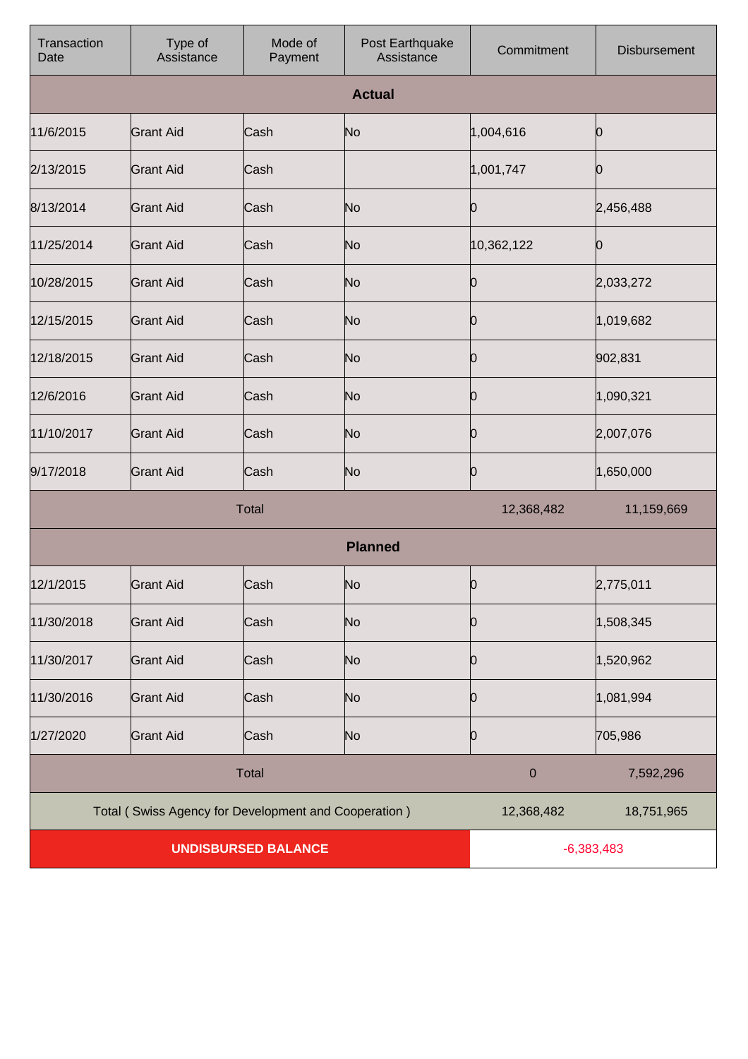| Transaction Date | Type of Assistance | Mode of Payment | Post Earthquake Assistance | Commitment | Disbursement |
|---|---|---|---|---|---|
| **Actual** | | | | | |
| 11/6/2015 | Grant Aid | Cash | No | 1,004,616 | 0 |
| 2/13/2015 | Grant Aid | Cash | | 1,001,747 | 0 |
| 8/13/2014 | Grant Aid | Cash | No | 0 | 2,456,488 |
| 11/25/2014 | Grant Aid | Cash | No | 10,362,122 | 0 |
| 10/28/2015 | Grant Aid | Cash | No | 0 | 2,033,272 |
| 12/15/2015 | Grant Aid | Cash | No | 0 | 1,019,682 |
| 12/18/2015 | Grant Aid | Cash | No | 0 | 902,831 |
| 12/6/2016 | Grant Aid | Cash | No | 0 | 1,090,321 |
| 11/10/2017 | Grant Aid | Cash | No | 0 | 2,007,076 |
| 9/17/2018 | Grant Aid | Cash | No | 0 | 1,650,000 |
| Total | | | | 12,368,482 | 11,159,669 |
| **Planned** | | | | | |
| 12/1/2015 | Grant Aid | Cash | No | 0 | 2,775,011 |
| 11/30/2018 | Grant Aid | Cash | No | 0 | 1,508,345 |
| 11/30/2017 | Grant Aid | Cash | No | 0 | 1,520,962 |
| 11/30/2016 | Grant Aid | Cash | No | 0 | 1,081,994 |
| 1/27/2020 | Grant Aid | Cash | No | 0 | 705,986 |
| Total | | | | 0 | 7,592,296 |
| Total ( Swiss Agency for Development and Cooperation ) | | | | 12,368,482 | 18,751,965 |
| **UNDISBURSED BALANCE** | | | | -6,383,483 | |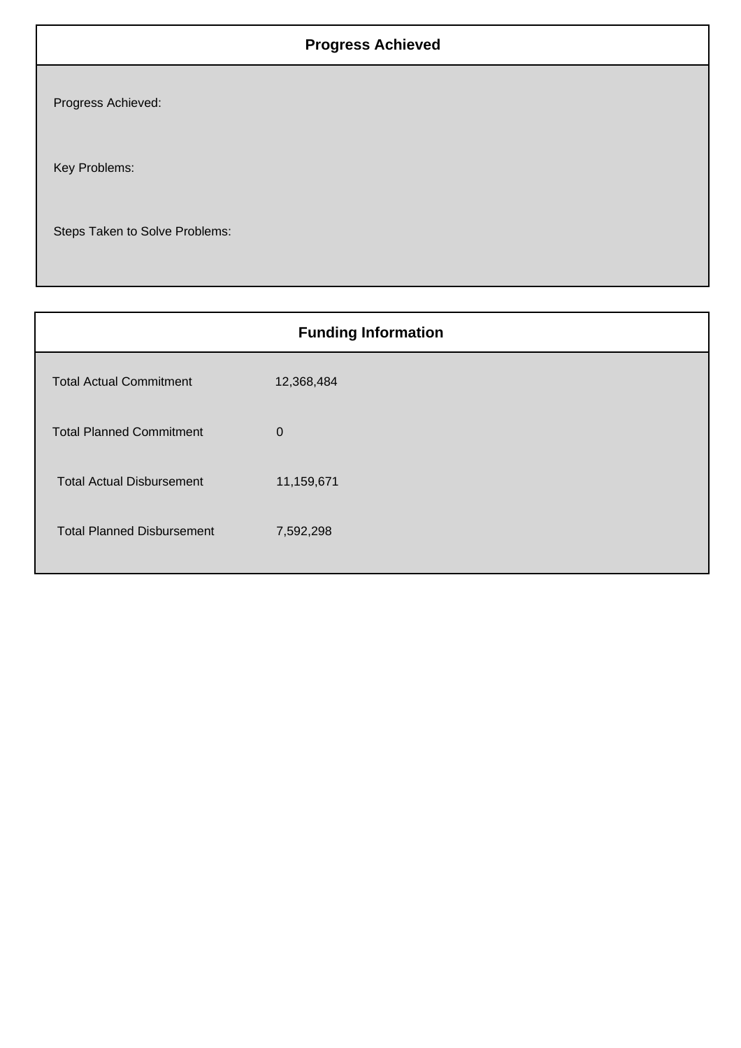## Progress Achieved

Progress Achieved:

Key Problems:

Steps Taken to Solve Problems:

## Funding Information

| | |
|---|---|
| Total Actual Commitment | 12,368,484 |
| Total Planned Commitment | 0 |
| Total Actual Disbursement | 11,159,671 |
| Total Planned Disbursement | 7,592,298 |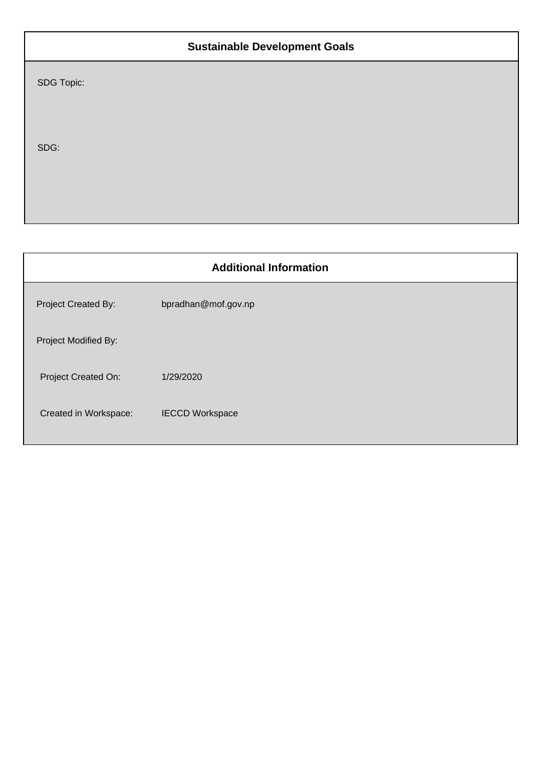## Sustainable Development Goals

SDG Topic:

SDG:

## Additional Information

| | |
|---|---|
| Project Created By: | bpradhan@mof.gov.np |
| Project Modified By: | |
| Project Created On: | 1/29/2020 |
| Created in Workspace: | IECCD Workspace |